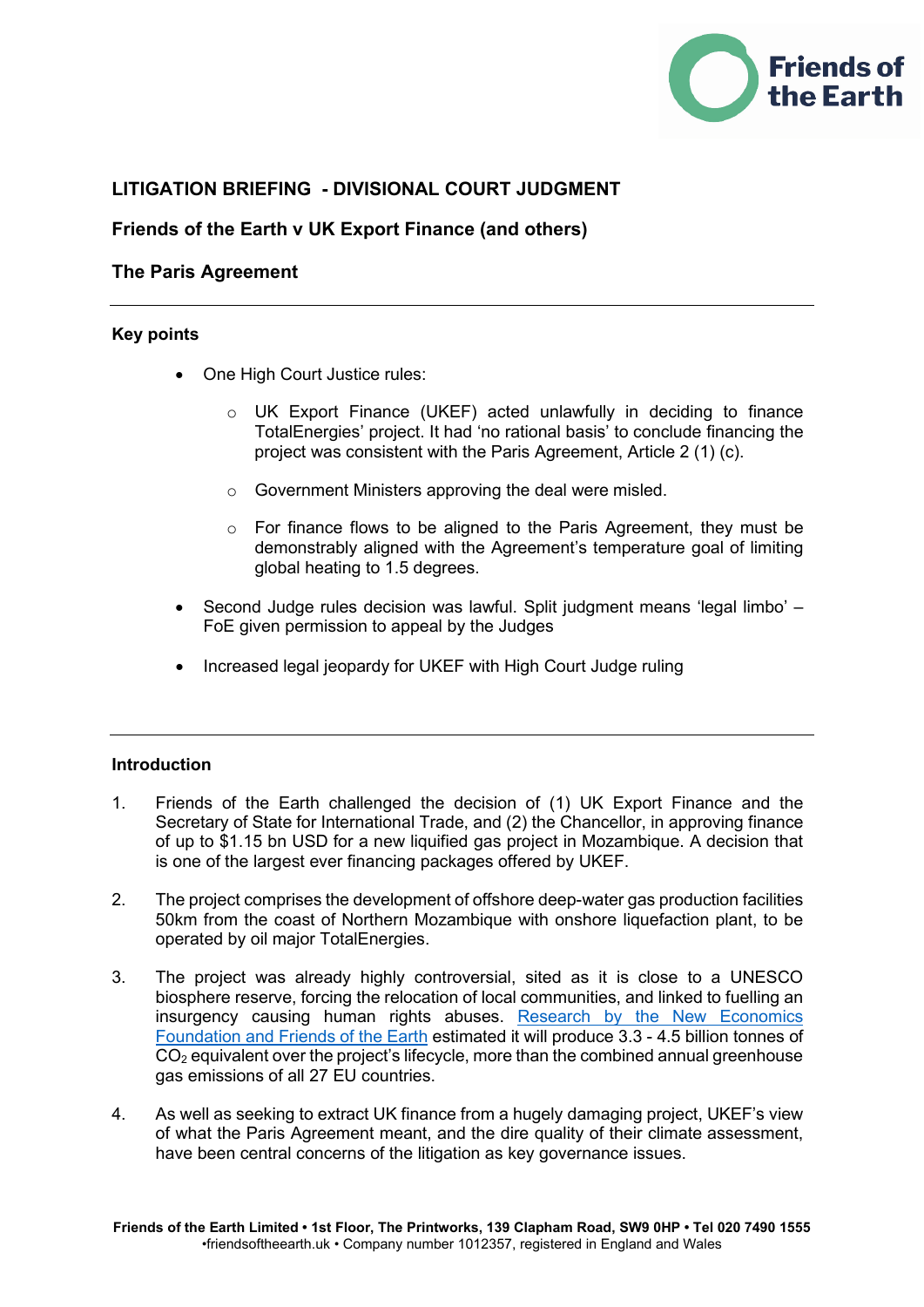## LITIGATION BRIEFING - DIVISIONAL COURT JUDGMENT

## Friends of the Earth v UK Export Finance (and others)

## The Paris Agreement

---

### Key points

- One High Court Justice rules:
  - UK Export Finance (UKEF) acted unlawfully in deciding to finance TotalEnergies' project. It had 'no rational basis' to conclude financing the project was consistent with the Paris Agreement, Article 2 (1) (c).
  - Government Ministers approving the deal were misled.
  - For finance flows to be aligned to the Paris Agreement, they must be demonstrably aligned with the Agreement's temperature goal of limiting global heating to 1.5 degrees.
- Second Judge rules decision was lawful. Split judgment means 'legal limbo' – FoE given permission to appeal by the Judges
- Increased legal jeopardy for UKEF with High Court Judge ruling

---

### Introduction

1. Friends of the Earth challenged the decision of (1) UK Export Finance and the Secretary of State for International Trade, and (2) the Chancellor, in approving finance of up to $1.15 bn USD for a new liquified gas project in Mozambique. A decision that is one of the largest ever financing packages offered by UKEF.

2. The project comprises the development of offshore deep-water gas production facilities 50km from the coast of Northern Mozambique with onshore liquefaction plant, to be operated by oil major TotalEnergies.

3. The project was already highly controversial, sited as it is close to a UNESCO biosphere reserve, forcing the relocation of local communities, and linked to fuelling an insurgency causing human rights abuses. Research by the New Economics Foundation and Friends of the Earth estimated it will produce 3.3 - 4.5 billion tonnes of $CO_2$ equivalent over the project's lifecycle, more than the combined annual greenhouse gas emissions of all 27 EU countries.

4. As well as seeking to extract UK finance from a hugely damaging project, UKEF's view of what the Paris Agreement meant, and the dire quality of their climate assessment, have been central concerns of the litigation as key governance issues.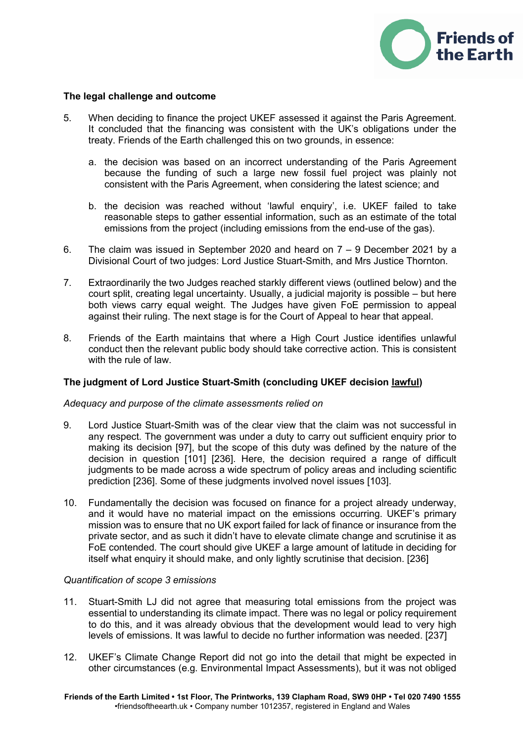**The legal challenge and outcome**

5. When deciding to finance the project UKEF assessed it against the Paris Agreement. It concluded that the financing was consistent with the UK's obligations under the treaty. Friends of the Earth challenged this on two grounds, in essence:

   a. the decision was based on an incorrect understanding of the Paris Agreement because the funding of such a large new fossil fuel project was plainly not consistent with the Paris Agreement, when considering the latest science; and

   b. the decision was reached without 'lawful enquiry', i.e. UKEF failed to take reasonable steps to gather essential information, such as an estimate of the total emissions from the project (including emissions from the end-use of the gas).

6. The claim was issued in September 2020 and heard on 7 – 9 December 2021 by a Divisional Court of two judges: Lord Justice Stuart-Smith, and Mrs Justice Thornton.

7. Extraordinarily the two Judges reached starkly different views (outlined below) and the court split, creating legal uncertainty. Usually, a judicial majority is possible – but here both views carry equal weight. The Judges have given FoE permission to appeal against their ruling. The next stage is for the Court of Appeal to hear that appeal.

8. Friends of the Earth maintains that where a High Court Justice identifies unlawful conduct then the relevant public body should take corrective action. This is consistent with the rule of law.

**The judgment of Lord Justice Stuart-Smith (concluding UKEF decision lawful)**

*Adequacy and purpose of the climate assessments relied on*

9. Lord Justice Stuart-Smith was of the clear view that the claim was not successful in any respect. The government was under a duty to carry out sufficient enquiry prior to making its decision [97], but the scope of this duty was defined by the nature of the decision in question [101] [236]. Here, the decision required a range of difficult judgments to be made across a wide spectrum of policy areas and including scientific prediction [236]. Some of these judgments involved novel issues [103].

10. Fundamentally the decision was focused on finance for a project already underway, and it would have no material impact on the emissions occurring. UKEF's primary mission was to ensure that no UK export failed for lack of finance or insurance from the private sector, and as such it didn't have to elevate climate change and scrutinise it as FoE contended. The court should give UKEF a large amount of latitude in deciding for itself what enquiry it should make, and only lightly scrutinise that decision. [236]

*Quantification of scope 3 emissions*

11. Stuart-Smith LJ did not agree that measuring total emissions from the project was essential to understanding its climate impact. There was no legal or policy requirement to do this, and it was already obvious that the development would lead to very high levels of emissions. It was lawful to decide no further information was needed. [237]

12. UKEF's Climate Change Report did not go into the detail that might be expected in other circumstances (e.g. Environmental Impact Assessments), but it was not obliged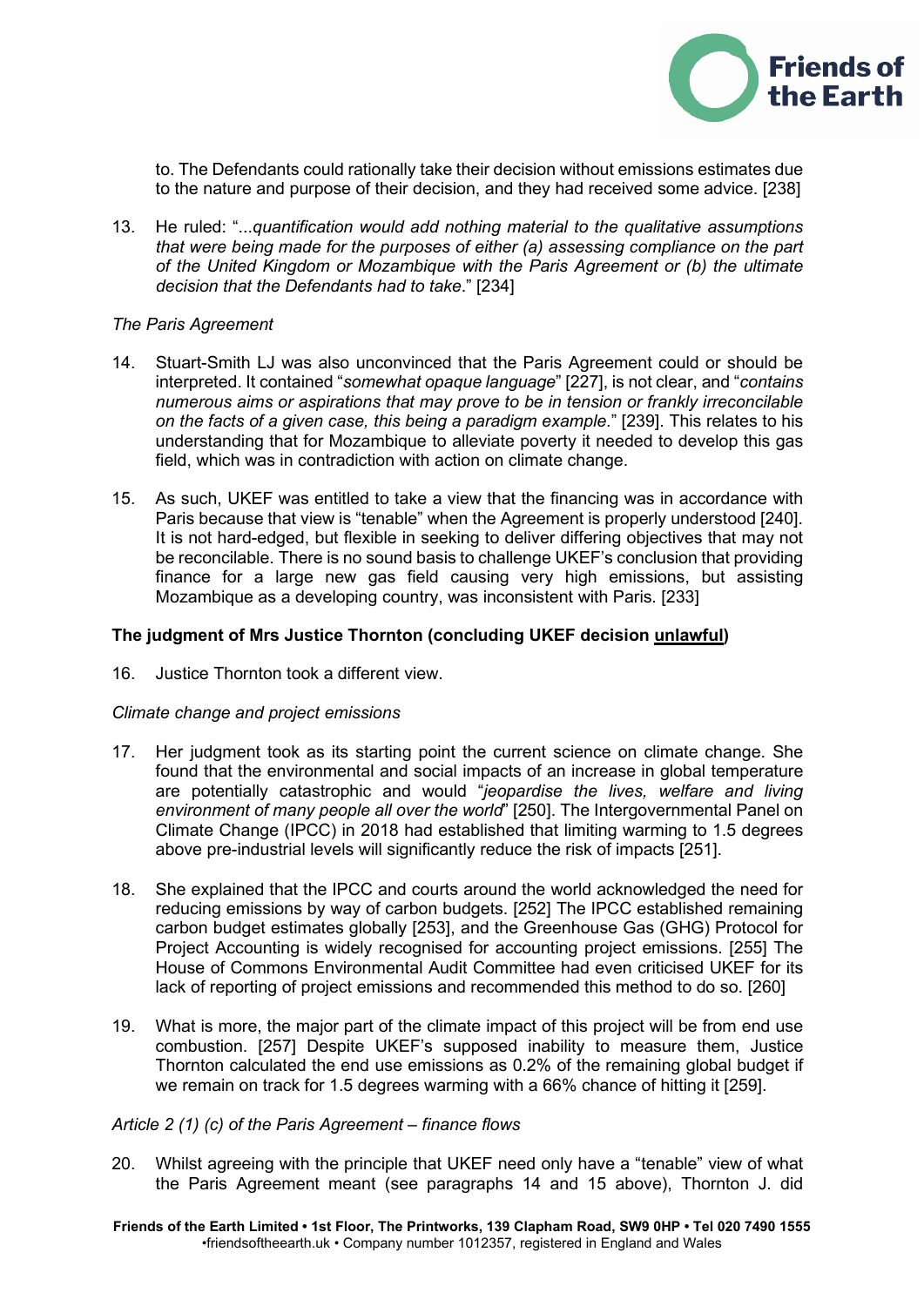to. The Defendants could rationally take their decision without emissions estimates due to the nature and purpose of their decision, and they had received some advice. [238]

13. He ruled: "...*quantification would add nothing material to the qualitative assumptions that were being made for the purposes of either (a) assessing compliance on the part of the United Kingdom or Mozambique with the Paris Agreement or (b) the ultimate decision that the Defendants had to take*." [234]

*The Paris Agreement*

14. Stuart-Smith LJ was also unconvinced that the Paris Agreement could or should be interpreted. It contained "*somewhat opaque language*" [227], is not clear, and "*contains numerous aims or aspirations that may prove to be in tension or frankly irreconcilable on the facts of a given case, this being a paradigm example*." [239]. This relates to his understanding that for Mozambique to alleviate poverty it needed to develop this gas field, which was in contradiction with action on climate change.

15. As such, UKEF was entitled to take a view that the financing was in accordance with Paris because that view is "tenable" when the Agreement is properly understood [240]. It is not hard-edged, but flexible in seeking to deliver differing objectives that may not be reconcilable. There is no sound basis to challenge UKEF's conclusion that providing finance for a large new gas field causing very high emissions, but assisting Mozambique as a developing country, was inconsistent with Paris. [233]

**The judgment of Mrs Justice Thornton (concluding UKEF decision unlawful)**

16. Justice Thornton took a different view.

*Climate change and project emissions*

17. Her judgment took as its starting point the current science on climate change. She found that the environmental and social impacts of an increase in global temperature are potentially catastrophic and would "*jeopardise the lives, welfare and living environment of many people all over the world*" [250]. The Intergovernmental Panel on Climate Change (IPCC) in 2018 had established that limiting warming to 1.5 degrees above pre-industrial levels will significantly reduce the risk of impacts [251].

18. She explained that the IPCC and courts around the world acknowledged the need for reducing emissions by way of carbon budgets. [252] The IPCC established remaining carbon budget estimates globally [253], and the Greenhouse Gas (GHG) Protocol for Project Accounting is widely recognised for accounting project emissions. [255] The House of Commons Environmental Audit Committee had even criticised UKEF for its lack of reporting of project emissions and recommended this method to do so. [260]

19. What is more, the major part of the climate impact of this project will be from end use combustion. [257] Despite UKEF's supposed inability to measure them, Justice Thornton calculated the end use emissions as 0.2% of the remaining global budget if we remain on track for 1.5 degrees warming with a 66% chance of hitting it [259].

*Article 2 (1) (c) of the Paris Agreement – finance flows*

20. Whilst agreeing with the principle that UKEF need only have a "tenable" view of what the Paris Agreement meant (see paragraphs 14 and 15 above), Thornton J. did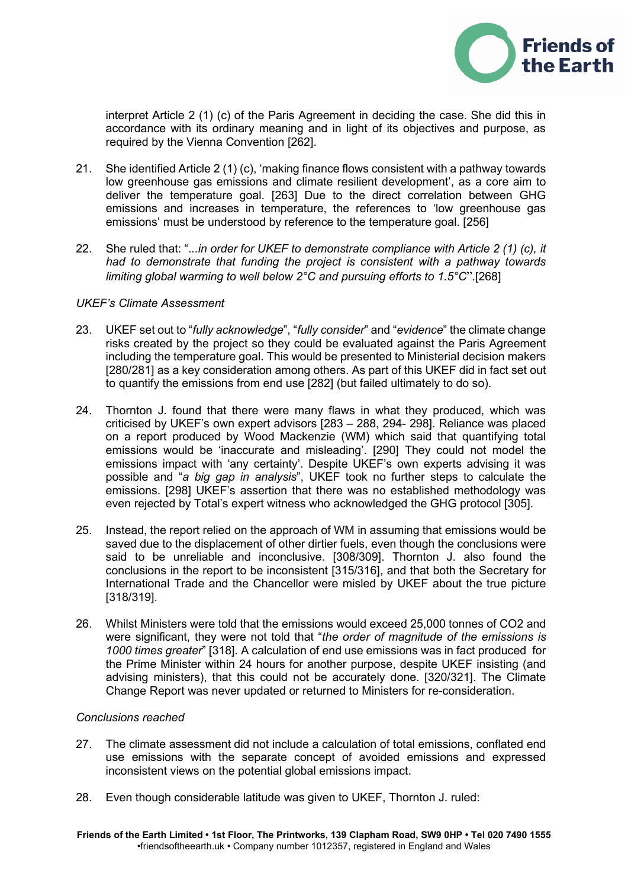interpret Article 2 (1) (c) of the Paris Agreement in deciding the case. She did this in accordance with its ordinary meaning and in light of its objectives and purpose, as required by the Vienna Convention [262].

21. She identified Article 2 (1) (c), 'making finance flows consistent with a pathway towards low greenhouse gas emissions and climate resilient development', as a core aim to deliver the temperature goal. [263] Due to the direct correlation between GHG emissions and increases in temperature, the references to 'low greenhouse gas emissions' must be understood by reference to the temperature goal. [256]

22. She ruled that: "*...in order for UKEF to demonstrate compliance with Article 2 (1) (c), it had to demonstrate that funding the project is consistent with a pathway towards limiting global warming to well below 2°C and pursuing efforts to 1.5°C*".[268]

*UKEF's Climate Assessment*

23. UKEF set out to "*fully acknowledge*", "*fully consider*" and "*evidence*" the climate change risks created by the project so they could be evaluated against the Paris Agreement including the temperature goal. This would be presented to Ministerial decision makers [280/281] as a key consideration among others. As part of this UKEF did in fact set out to quantify the emissions from end use [282] (but failed ultimately to do so).

24. Thornton J. found that there were many flaws in what they produced, which was criticised by UKEF's own expert advisors [283 – 288, 294- 298]. Reliance was placed on a report produced by Wood Mackenzie (WM) which said that quantifying total emissions would be 'inaccurate and misleading'. [290] They could not model the emissions impact with 'any certainty'. Despite UKEF's own experts advising it was possible and "*a big gap in analysis*", UKEF took no further steps to calculate the emissions. [298] UKEF's assertion that there was no established methodology was even rejected by Total's expert witness who acknowledged the GHG protocol [305].

25. Instead, the report relied on the approach of WM in assuming that emissions would be saved due to the displacement of other dirtier fuels, even though the conclusions were said to be unreliable and inconclusive. [308/309]. Thornton J. also found the conclusions in the report to be inconsistent [315/316], and that both the Secretary for International Trade and the Chancellor were misled by UKEF about the true picture [318/319].

26. Whilst Ministers were told that the emissions would exceed 25,000 tonnes of $CO_2$ and were significant, they were not told that "*the order of magnitude of the emissions is 1000 times greater*" [318]. A calculation of end use emissions was in fact produced for the Prime Minister within 24 hours for another purpose, despite UKEF insisting (and advising ministers), that this could not be accurately done. [320/321]. The Climate Change Report was never updated or returned to Ministers for re-consideration.

*Conclusions reached*

27. The climate assessment did not include a calculation of total emissions, conflated end use emissions with the separate concept of avoided emissions and expressed inconsistent views on the potential global emissions impact.

28. Even though considerable latitude was given to UKEF, Thornton J. ruled: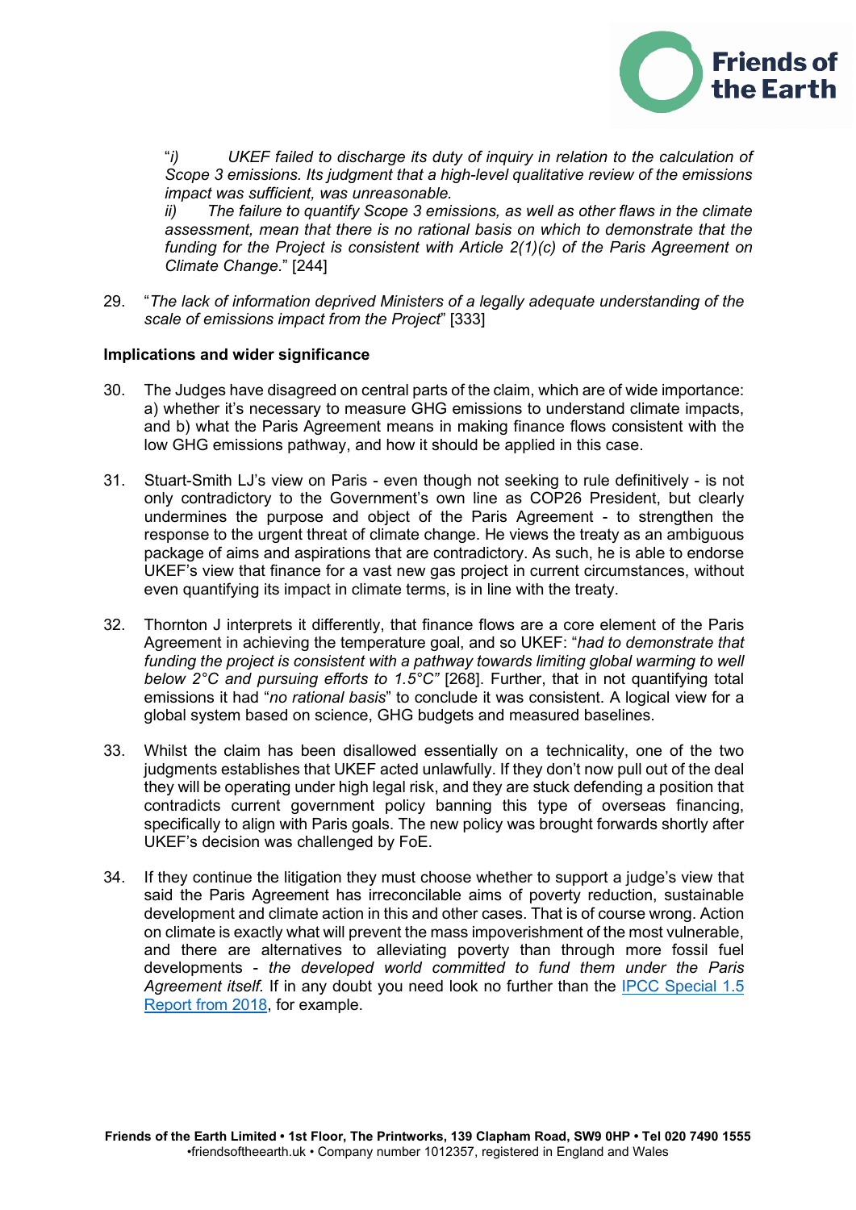"*i) UKEF failed to discharge its duty of inquiry in relation to the calculation of Scope 3 emissions. Its judgment that a high-level qualitative review of the emissions impact was sufficient, was unreasonable.*
*ii) The failure to quantify Scope 3 emissions, as well as other flaws in the climate assessment, mean that there is no rational basis on which to demonstrate that the funding for the Project is consistent with Article 2(1)(c) of the Paris Agreement on Climate Change.*" [244]

29. "*The lack of information deprived Ministers of a legally adequate understanding of the scale of emissions impact from the Project*" [333]

**Implications and wider significance**

30. The Judges have disagreed on central parts of the claim, which are of wide importance: a) whether it's necessary to measure GHG emissions to understand climate impacts, and b) what the Paris Agreement means in making finance flows consistent with the low GHG emissions pathway, and how it should be applied in this case.

31. Stuart-Smith LJ's view on Paris - even though not seeking to rule definitively - is not only contradictory to the Government's own line as COP26 President, but clearly undermines the purpose and object of the Paris Agreement - to strengthen the response to the urgent threat of climate change. He views the treaty as an ambiguous package of aims and aspirations that are contradictory. As such, he is able to endorse UKEF's view that finance for a vast new gas project in current circumstances, without even quantifying its impact in climate terms, is in line with the treaty.

32. Thornton J interprets it differently, that finance flows are a core element of the Paris Agreement in achieving the temperature goal, and so UKEF: "*had to demonstrate that funding the project is consistent with a pathway towards limiting global warming to well below 2°C and pursuing efforts to 1.5°C*" [268]. Further, that in not quantifying total emissions it had "*no rational basis*" to conclude it was consistent. A logical view for a global system based on science, GHG budgets and measured baselines.

33. Whilst the claim has been disallowed essentially on a technicality, one of the two judgments establishes that UKEF acted unlawfully. If they don't now pull out of the deal they will be operating under high legal risk, and they are stuck defending a position that contradicts current government policy banning this type of overseas financing, specifically to align with Paris goals. The new policy was brought forwards shortly after UKEF's decision was challenged by FoE.

34. If they continue the litigation they must choose whether to support a judge's view that said the Paris Agreement has irreconcilable aims of poverty reduction, sustainable development and climate action in this and other cases. That is of course wrong. Action on climate is exactly what will prevent the mass impoverishment of the most vulnerable, and there are alternatives to alleviating poverty than through more fossil fuel developments - *the developed world committed to fund them under the Paris Agreement itself.* If in any doubt you need look no further than the [IPCC Special 1.5 Report from 2018], for example.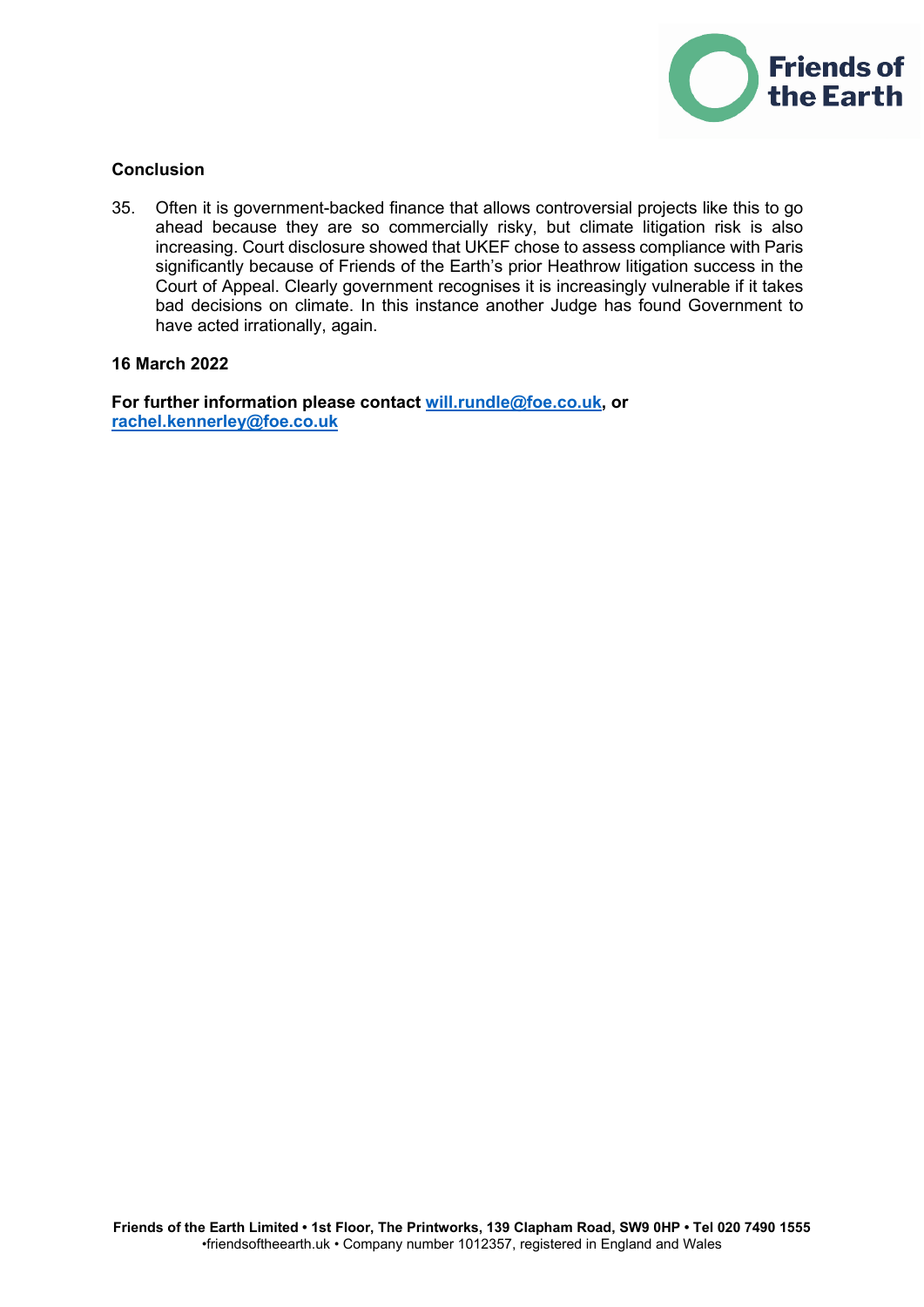**Conclusion**

35. Often it is government-backed finance that allows controversial projects like this to go ahead because they are so commercially risky, but climate litigation risk is also increasing. Court disclosure showed that UKEF chose to assess compliance with Paris significantly because of Friends of the Earth's prior Heathrow litigation success in the Court of Appeal. Clearly government recognises it is increasingly vulnerable if it takes bad decisions on climate. In this instance another Judge has found Government to have acted irrationally, again.

**16 March 2022**

**For further information please contact [will.rundle@foe.co.uk](mailto:will.rundle@foe.co.uk), or [rachel.kennerley@foe.co.uk](mailto:rachel.kennerley@foe.co.uk)**